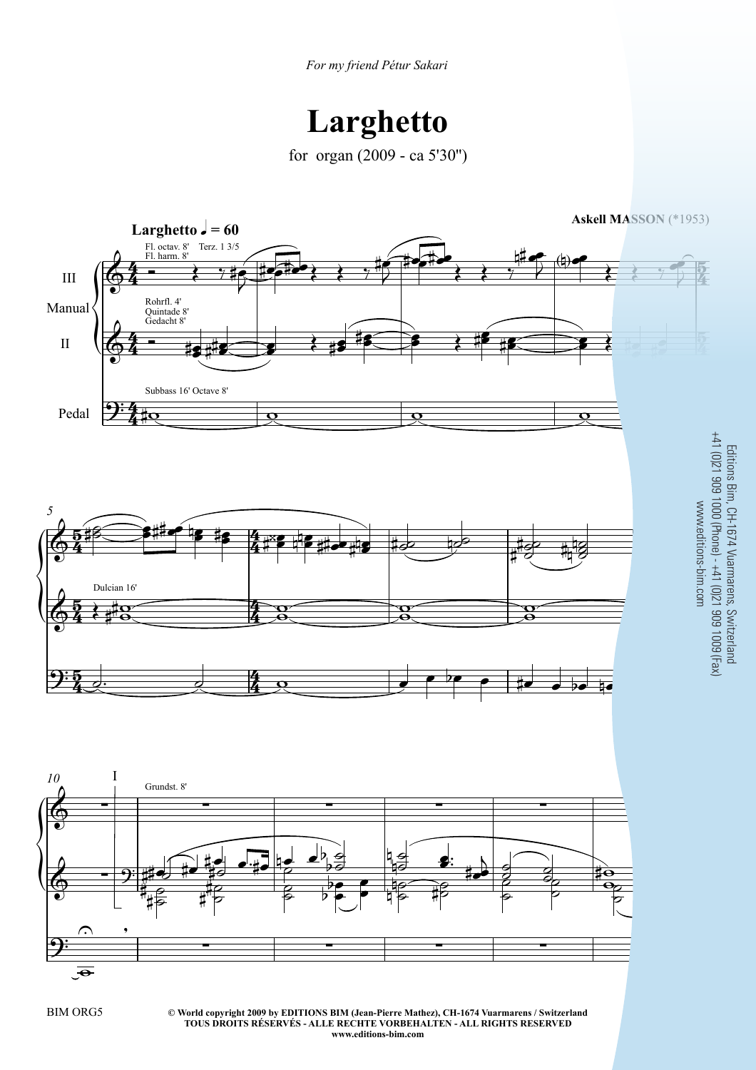*For my friend Pétur Sakari*

# Larghetto

for organ (2009 - ca 5'30")

**Askell MASSON** (*1953)

**Larghetto** ♩ = 60

Fl. octav. 8' Terz. 1 3/5
Fl. harm. 8'

III

Manual

Rohrfl. 4'
Quintade 8'
Gedacht 8'

II

Subbass 16' Octave 8'

Pedal

5

Dulcian 16'

10

I

Grundst. 8'

Editions Bim, CH-1674 Vuarmarens, Switzerland
+41 (0)21 909 1000 (Phone) - +41 (0)21 909 1009 (Fax)
www.editions-bim.com

BIM ORG5

**© World copyright 2009 by EDITIONS BIM (Jean-Pierre Mathez), CH-1674 Vuarmarens / Switzerland**
**TOUS DROITS RÉSERVÉS - ALLE RECHTE VORBEHALTEN - ALL RIGHTS RESERVED**
**www.editions-bim.com**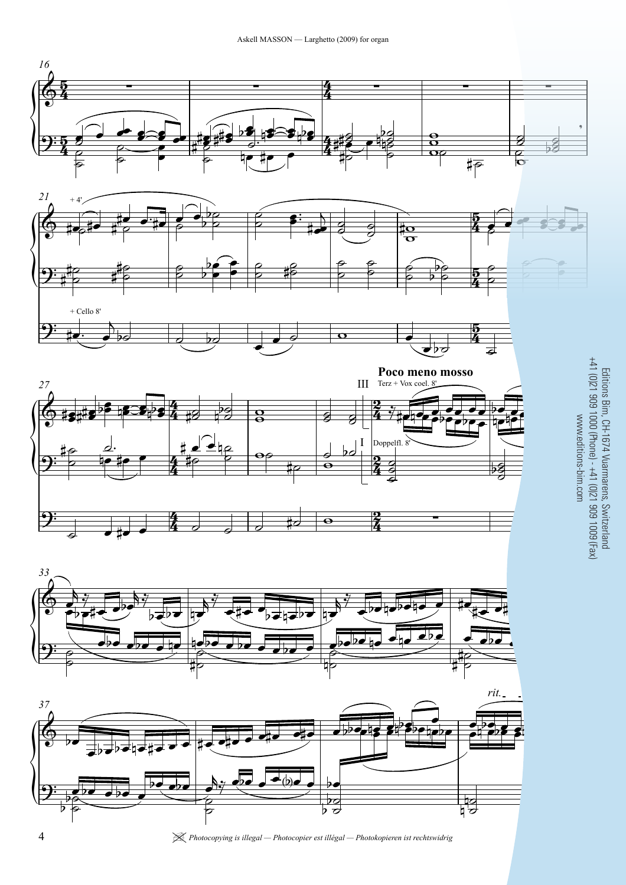+ 4'

+ Cello 8'

**Poco meno mosso**

III Terz + Vox coel. 8'

I Doppelfl. 8'

*rit.*